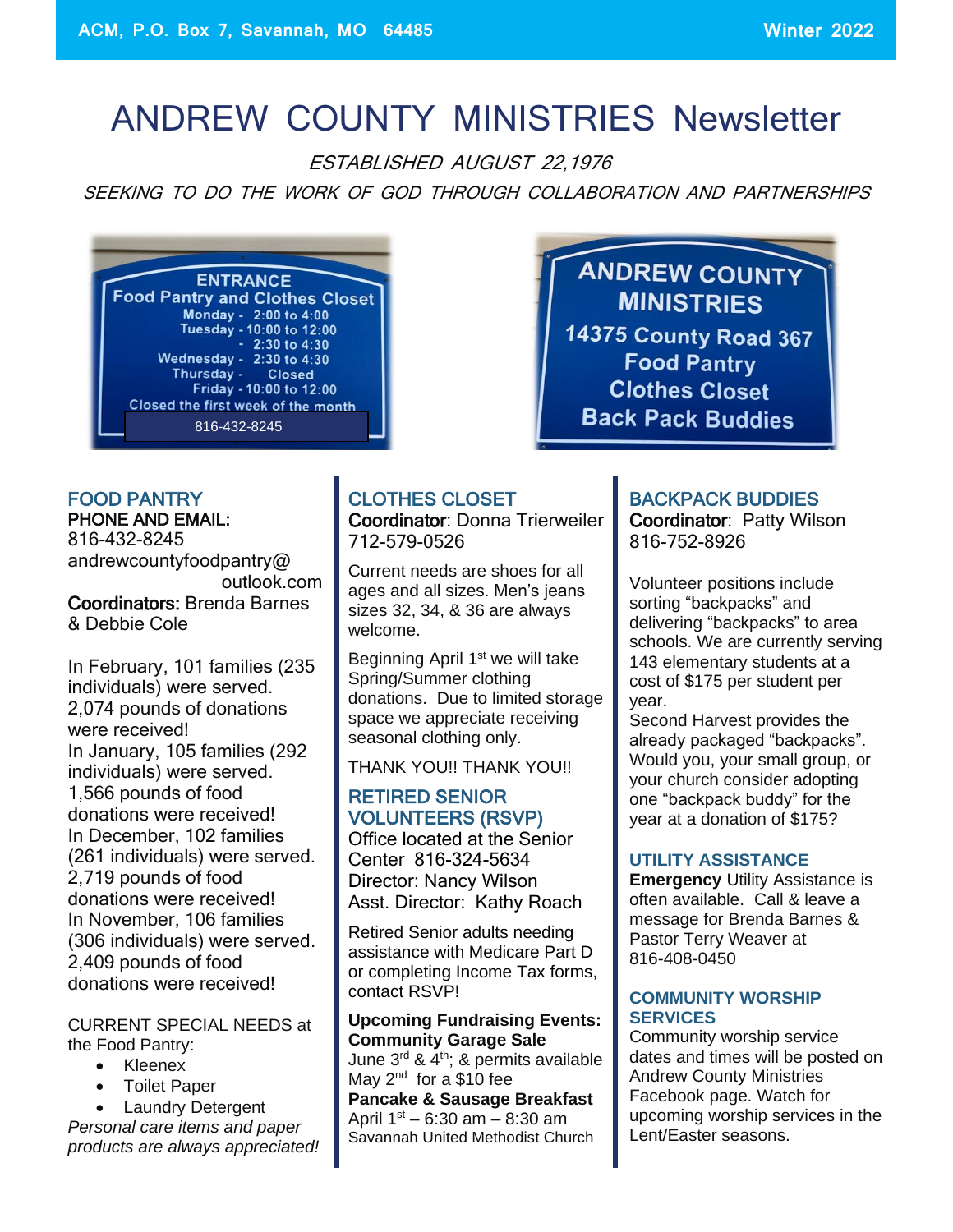ACM, P.O. Box 7, Savannah, MO 64485 — Winter 2022

# ANDREW COUNTY MINISTRIES Newsletter

*ESTABLISHED AUGUST 22,1976*

*SEEKING TO DO THE WORK OF GOD THROUGH COLLABORATION AND PARTNERSHIPS*

ENTRANCE
Food Pantry and Clothes Closet
Monday - 2:00 to 4:00
Tuesday - 10:00 to 12:00
- 2:30 to 4:30
Wednesday - 2:30 to 4:30
Thursday - Closed
Friday - 10:00 to 12:00
Closed the first week of the month
816-432-8245

ANDREW COUNTY MINISTRIES
14375 County Road 367
Food Pantry
Clothes Closet
Back Pack Buddies

## FOOD PANTRY

PHONE AND EMAIL:
816-432-8245
andrewcountyfoodpantry@outlook.com
**Coordinators:** Brenda Barnes & Debbie Cole

In February, 101 families (235 individuals) were served. 2,074 pounds of donations were received!
In January, 105 families (292 individuals) were served. 1,566 pounds of food donations were received!
In December, 102 families (261 individuals) were served. 2,719 pounds of food donations were received!
In November, 106 families (306 individuals) were served. 2,409 pounds of food donations were received!

CURRENT SPECIAL NEEDS at the Food Pantry:

- Kleenex
- Toilet Paper
- Laundry Detergent

*Personal care items and paper products are always appreciated!*

## CLOTHES CLOSET

**Coordinator**: Donna Trierweiler
712-579-0526

Current needs are shoes for all ages and all sizes. Men's jeans sizes 32, 34, & 36 are always welcome.

Beginning April 1st we will take Spring/Summer clothing donations. Due to limited storage space we appreciate receiving seasonal clothing only.

THANK YOU!! THANK YOU!!

## RETIRED SENIOR VOLUNTEERS (RSVP)

Office located at the Senior Center 816-324-5634
Director: Nancy Wilson
Asst. Director: Kathy Roach

Retired Senior adults needing assistance with Medicare Part D or completing Income Tax forms, contact RSVP!

**Upcoming Fundraising Events:**
**Community Garage Sale**
June 3rd & 4th; & permits available May 2nd for a $10 fee
**Pancake & Sausage Breakfast**
April 1st – 6:30 am – 8:30 am
Savannah United Methodist Church

## BACKPACK BUDDIES

**Coordinator**: Patty Wilson
816-752-8926

Volunteer positions include sorting "backpacks" and delivering "backpacks" to area schools. We are currently serving 143 elementary students at a cost of $175 per student per year.
Second Harvest provides the already packaged "backpacks". Would you, your small group, or your church consider adopting one "backpack buddy" for the year at a donation of $175?

## UTILITY ASSISTANCE

**Emergency** Utility Assistance is often available. Call & leave a message for Brenda Barnes & Pastor Terry Weaver at 816-408-0450

## COMMUNITY WORSHIP SERVICES

Community worship service dates and times will be posted on Andrew County Ministries Facebook page. Watch for upcoming worship services in the Lent/Easter seasons.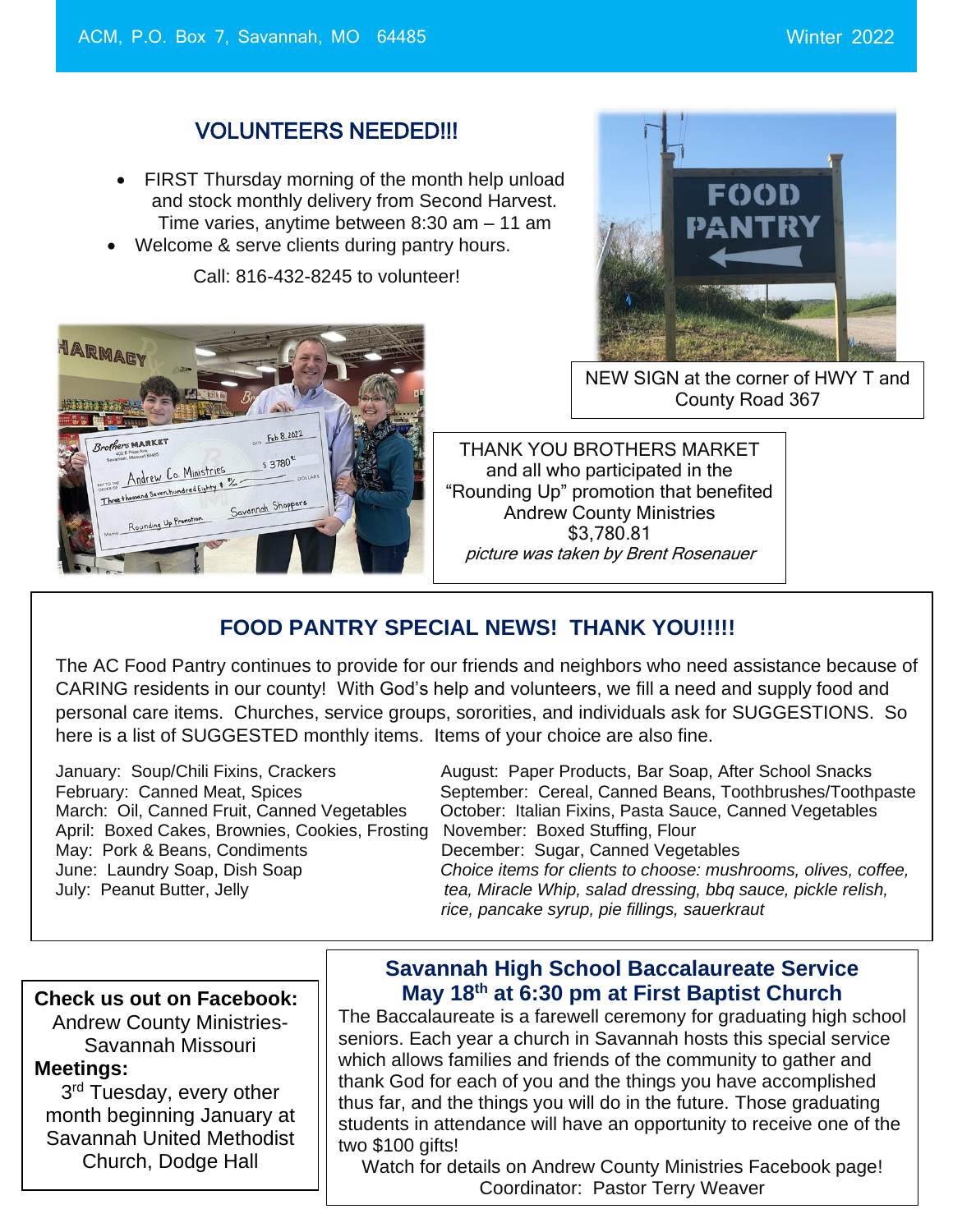ACM, P.O. Box 7, Savannah, MO 64485 Winter 2022

## VOLUNTEERS NEEDED!!!

- FIRST Thursday morning of the month help unload and stock monthly delivery from Second Harvest. Time varies, anytime between 8:30 am – 11 am
- Welcome & serve clients during pantry hours.

Call: 816-432-8245 to volunteer!

NEW SIGN at the corner of HWY T and County Road 367

THANK YOU BROTHERS MARKET and all who participated in the "Rounding Up" promotion that benefited Andrew County Ministries $3,780.81

*picture was taken by Brent Rosenauer*

## FOOD PANTRY SPECIAL NEWS! THANK YOU!!!!!

The AC Food Pantry continues to provide for our friends and neighbors who need assistance because of CARING residents in our county! With God's help and volunteers, we fill a need and supply food and personal care items. Churches, service groups, sororities, and individuals ask for SUGGESTIONS. So here is a list of SUGGESTED monthly items. Items of your choice are also fine.

January: Soup/Chili Fixins, Crackers
February: Canned Meat, Spices
March: Oil, Canned Fruit, Canned Vegetables
April: Boxed Cakes, Brownies, Cookies, Frosting
May: Pork & Beans, Condiments
June: Laundry Soap, Dish Soap
July: Peanut Butter, Jelly
August: Paper Products, Bar Soap, After School Snacks
September: Cereal, Canned Beans, Toothbrushes/Toothpaste
October: Italian Fixins, Pasta Sauce, Canned Vegetables
November: Boxed Stuffing, Flour
December: Sugar, Canned Vegetables

*Choice items for clients to choose: mushrooms, olives, coffee, tea, Miracle Whip, salad dressing, bbq sauce, pickle relish, rice, pancake syrup, pie fillings, sauerkraut*

**Check us out on Facebook:**
Andrew County Ministries-Savannah Missouri

**Meetings:**
3rd Tuesday, every other month beginning January at Savannah United Methodist Church, Dodge Hall

## Savannah High School Baccalaureate Service May 18th at 6:30 pm at First Baptist Church

The Baccalaureate is a farewell ceremony for graduating high school seniors. Each year a church in Savannah hosts this special service which allows families and friends of the community to gather and thank God for each of you and the things you have accomplished thus far, and the things you will do in the future. Those graduating students in attendance will have an opportunity to receive one of the two $100 gifts!

Watch for details on Andrew County Ministries Facebook page!
Coordinator: Pastor Terry Weaver